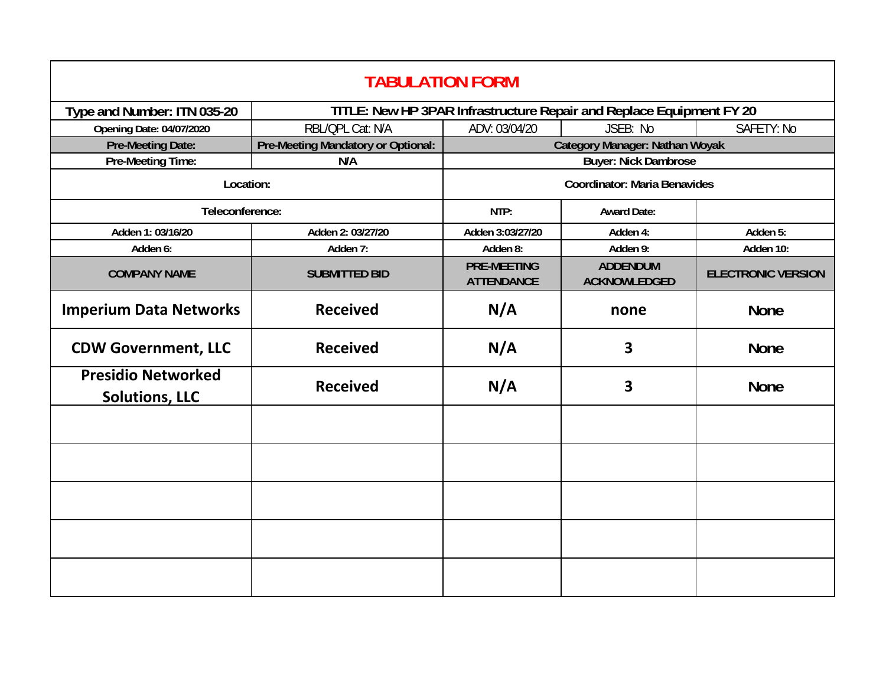# TABULATION FORM

| Type and Number: ITN 035-20 | TITLE: New HP 3PAR Infrastructure Repair and Replace Equipment FY 20 | | | |
|---|---|---|---|---|
| Opening Date: 04/07/2020 | RBL/QPL Cat: N/A | ADV: 03/04/20 | JSEB: No | SAFETY: No |
| Pre-Meeting Date: | Pre-Meeting Mandatory or Optional: | Category Manager: Nathan Woyak | | |
| Pre-Meeting Time: | N/A | Buyer: Nick Dambrose | | |
| Location: | | Coordinator: Maria Benavides | | |
| Teleconference: | | NTP: | Award Date: | |
| Adden 1: 03/16/20 | Adden 2: 03/27/20 | Adden 3:03/27/20 | Adden 4: | Adden 5: |
| Adden 6: | Adden 7: | Adden 8: | Adden 9: | Adden 10: |
| **COMPANY NAME** | **SUBMITTED BID** | **PRE-MEETING ATTENDANCE** | **ADDENDUM ACKNOWLEDGED** | **ELECTRONIC VERSION** |
| Imperium Data Networks | Received | N/A | none | None |
| CDW Government, LLC | Received | N/A | 3 | None |
| Presidio Networked Solutions, LLC | Received | N/A | 3 | None |
| | | | | |
| | | | | |
| | | | | |
| | | | | |
| | | | | |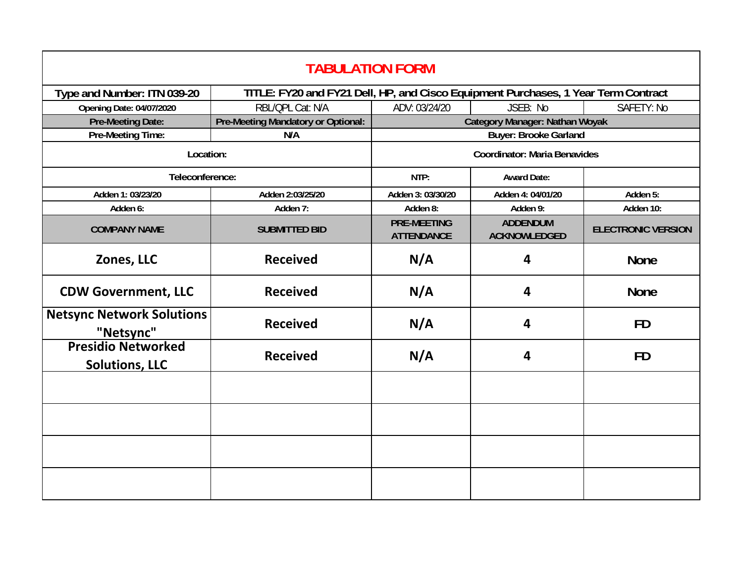# TABULATION FORM

| | | | | |
|---|---|---|---|---|
| **Type and Number: ITN 039-20** | **TITLE: FY20 and FY21 Dell, HP, and Cisco Equipment Purchases, 1 Year Term Contract** | | | |
| **Opening Date: 04/07/2020** | RBL/QPL Cat: N/A | ADV: 03/24/20 | JSEB: No | SAFETY: No |
| **Pre-Meeting Date:** | **Pre-Meeting Mandatory or Optional:** | **Category Manager: Nathan Woyak** | | |
| **Pre-Meeting Time:** | **N/A** | **Buyer: Brooke Garland** | | |
| **Location:** | | **Coordinator: Maria Benavides** | | |
| **Teleconference:** | | **NTP:** | **Award Date:** | |
| **Adden 1: 03/23/20** | **Adden 2:03/25/20** | **Adden 3: 03/30/20** | **Adden 4: 04/01/20** | **Adden 5:** |
| **Adden 6:** | **Adden 7:** | **Adden 8:** | **Adden 9:** | **Adden 10:** |
| **COMPANY NAME** | **SUBMITTED BID** | **PRE-MEETING ATTENDANCE** | **ADDENDUM ACKNOWLEDGED** | **ELECTRONIC VERSION** |
| **Zones, LLC** | **Received** | **N/A** | **4** | **None** |
| **CDW Government, LLC** | **Received** | **N/A** | **4** | **None** |
| **Netsync Network Solutions "Netsync"** | **Received** | **N/A** | **4** | **FD** |
| **Presidio Networked Solutions, LLC** | **Received** | **N/A** | **4** | **FD** |
| | | | | |
| | | | | |
| | | | | |
| | | | | |